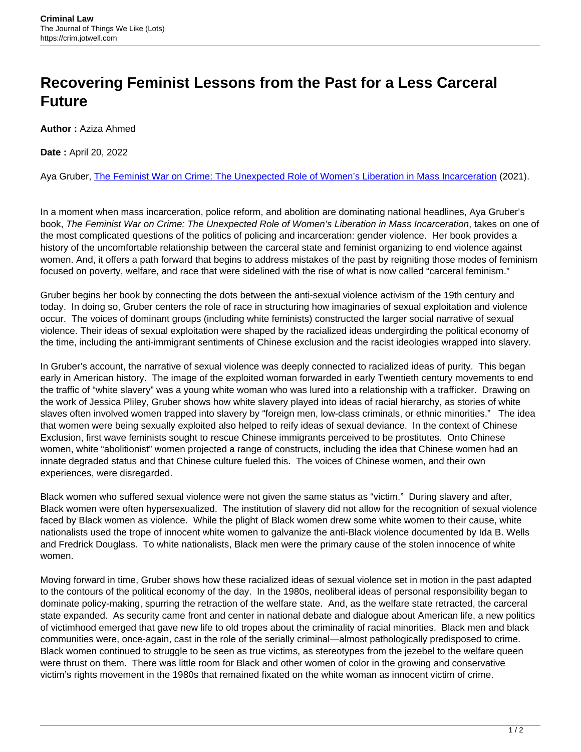# Recovering Feminist Lessons from the Past for a Less Carceral Future

**Author :** Aziza Ahmed

**Date :** April 20, 2022

Aya Gruber, [The Feminist War on Crime: The Unexpected Role of Women's Liberation in Mass Incarceration](#) (2021).

In a moment when mass incarceration, police reform, and abolition are dominating national headlines, Aya Gruber's book, *The Feminist War on Crime: The Unexpected Role of Women's Liberation in Mass Incarceration*, takes on one of the most complicated questions of the politics of policing and incarceration: gender violence. Her book provides a history of the uncomfortable relationship between the carceral state and feminist organizing to end violence against women. And, it offers a path forward that begins to address mistakes of the past by reigniting those modes of feminism focused on poverty, welfare, and race that were sidelined with the rise of what is now called "carceral feminism."

Gruber begins her book by connecting the dots between the anti-sexual violence activism of the 19th century and today. In doing so, Gruber centers the role of race in structuring how imaginaries of sexual exploitation and violence occur. The voices of dominant groups (including white feminists) constructed the larger social narrative of sexual violence. Their ideas of sexual exploitation were shaped by the racialized ideas undergirding the political economy of the time, including the anti-immigrant sentiments of Chinese exclusion and the racist ideologies wrapped into slavery.

In Gruber's account, the narrative of sexual violence was deeply connected to racialized ideas of purity. This began early in American history. The image of the exploited woman forwarded in early Twentieth century movements to end the traffic of "white slavery" was a young white woman who was lured into a relationship with a trafficker. Drawing on the work of Jessica Pliley, Gruber shows how white slavery played into ideas of racial hierarchy, as stories of white slaves often involved women trapped into slavery by "foreign men, low-class criminals, or ethnic minorities." The idea that women were being sexually exploited also helped to reify ideas of sexual deviance. In the context of Chinese Exclusion, first wave feminists sought to rescue Chinese immigrants perceived to be prostitutes. Onto Chinese women, white "abolitionist" women projected a range of constructs, including the idea that Chinese women had an innate degraded status and that Chinese culture fueled this. The voices of Chinese women, and their own experiences, were disregarded.

Black women who suffered sexual violence were not given the same status as "victim." During slavery and after, Black women were often hypersexualized. The institution of slavery did not allow for the recognition of sexual violence faced by Black women as violence. While the plight of Black women drew some white women to their cause, white nationalists used the trope of innocent white women to galvanize the anti-Black violence documented by Ida B. Wells and Fredrick Douglass. To white nationalists, Black men were the primary cause of the stolen innocence of white women.

Moving forward in time, Gruber shows how these racialized ideas of sexual violence set in motion in the past adapted to the contours of the political economy of the day. In the 1980s, neoliberal ideas of personal responsibility began to dominate policy-making, spurring the retraction of the welfare state. And, as the welfare state retracted, the carceral state expanded. As security came front and center in national debate and dialogue about American life, a new politics of victimhood emerged that gave new life to old tropes about the criminality of racial minorities. Black men and black communities were, once-again, cast in the role of the serially criminal—almost pathologically predisposed to crime. Black women continued to struggle to be seen as true victims, as stereotypes from the jezebel to the welfare queen were thrust on them. There was little room for Black and other women of color in the growing and conservative victim's rights movement in the 1980s that remained fixated on the white woman as innocent victim of crime.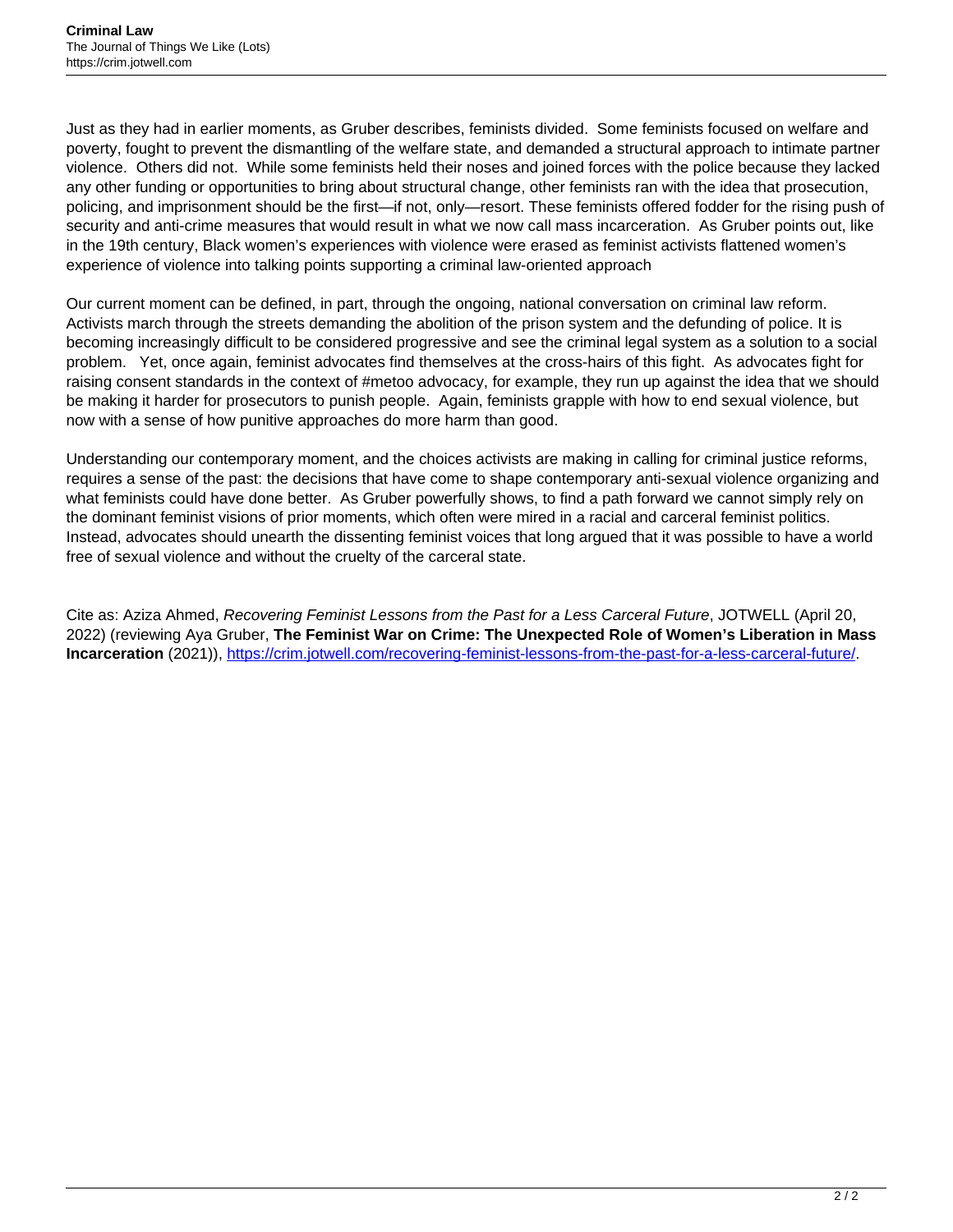Just as they had in earlier moments, as Gruber describes, feminists divided. Some feminists focused on welfare and poverty, fought to prevent the dismantling of the welfare state, and demanded a structural approach to intimate partner violence. Others did not. While some feminists held their noses and joined forces with the police because they lacked any other funding or opportunities to bring about structural change, other feminists ran with the idea that prosecution, policing, and imprisonment should be the first—if not, only—resort. These feminists offered fodder for the rising push of security and anti-crime measures that would result in what we now call mass incarceration. As Gruber points out, like in the 19th century, Black women's experiences with violence were erased as feminist activists flattened women's experience of violence into talking points supporting a criminal law-oriented approach

Our current moment can be defined, in part, through the ongoing, national conversation on criminal law reform. Activists march through the streets demanding the abolition of the prison system and the defunding of police. It is becoming increasingly difficult to be considered progressive and see the criminal legal system as a solution to a social problem. Yet, once again, feminist advocates find themselves at the cross-hairs of this fight. As advocates fight for raising consent standards in the context of #metoo advocacy, for example, they run up against the idea that we should be making it harder for prosecutors to punish people. Again, feminists grapple with how to end sexual violence, but now with a sense of how punitive approaches do more harm than good.

Understanding our contemporary moment, and the choices activists are making in calling for criminal justice reforms, requires a sense of the past: the decisions that have come to shape contemporary anti-sexual violence organizing and what feminists could have done better. As Gruber powerfully shows, to find a path forward we cannot simply rely on the dominant feminist visions of prior moments, which often were mired in a racial and carceral feminist politics. Instead, advocates should unearth the dissenting feminist voices that long argued that it was possible to have a world free of sexual violence and without the cruelty of the carceral state.

Cite as: Aziza Ahmed, *Recovering Feminist Lessons from the Past for a Less Carceral Future*, JOTWELL (April 20, 2022) (reviewing Aya Gruber, **The Feminist War on Crime: The Unexpected Role of Women's Liberation in Mass Incarceration** (2021)), https://crim.jotwell.com/recovering-feminist-lessons-from-the-past-for-a-less-carceral-future/.